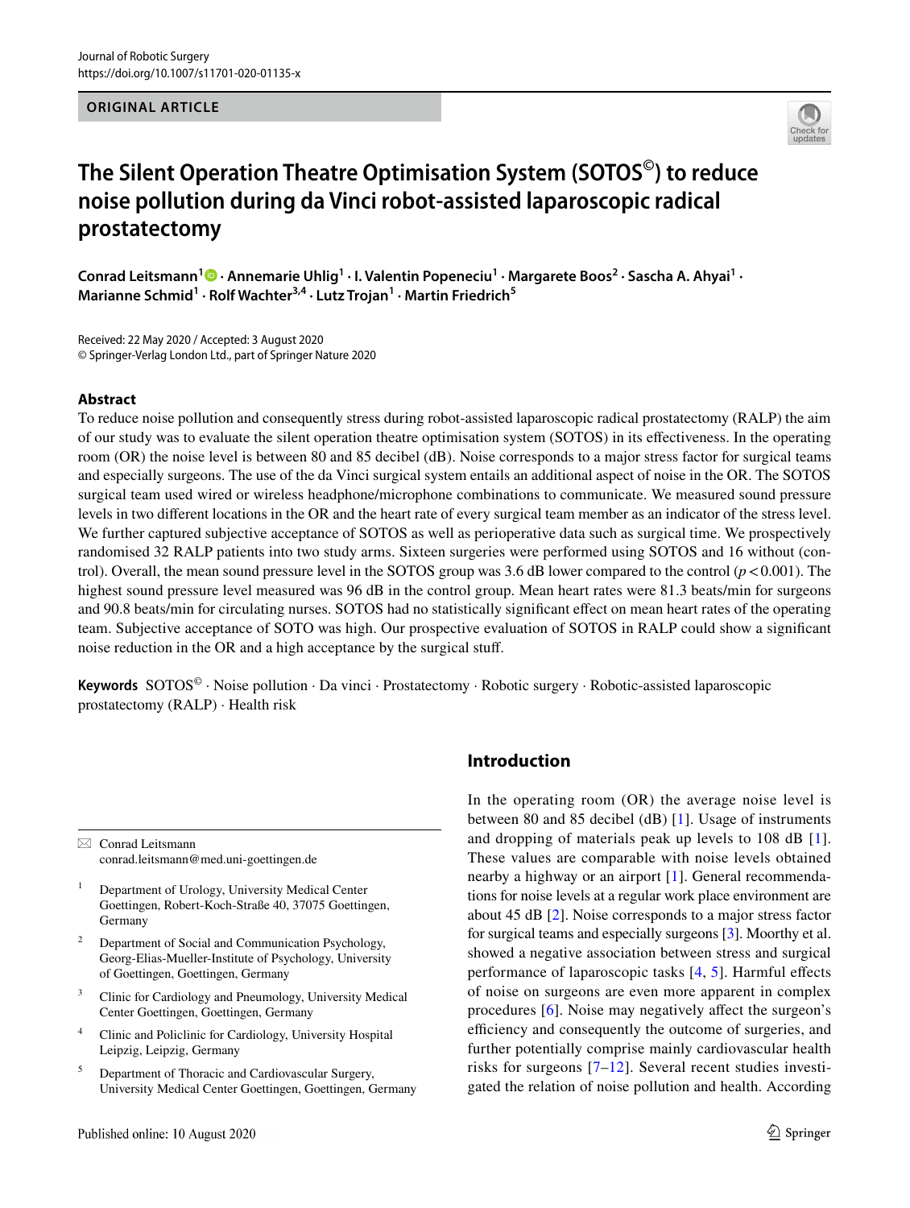ORIGINAL ARTICLE

# The Silent Operation Theatre Optimisation System (SOTOS©) to reduce noise pollution during da Vinci robot-assisted laparoscopic radical prostatectomy

**Conrad Leitsmann[1] · Annemarie Uhlig[1] · I. Valentin Popeneciu[1] · Margarete Boos[2] · Sascha A. Ahyai[1] · Marianne Schmid[1] · Rolf Wachter[3,4] · Lutz Trojan[1] · Martin Friedrich[5]**

Received: 22 May 2020 / Accepted: 3 August 2020
© Springer-Verlag London Ltd., part of Springer Nature 2020

## Abstract

To reduce noise pollution and consequently stress during robot-assisted laparoscopic radical prostatectomy (RALP) the aim of our study was to evaluate the silent operation theatre optimisation system (SOTOS) in its effectiveness. In the operating room (OR) the noise level is between 80 and 85 decibel (dB). Noise corresponds to a major stress factor for surgical teams and especially surgeons. The use of the da Vinci surgical system entails an additional aspect of noise in the OR. The SOTOS surgical team used wired or wireless headphone/microphone combinations to communicate. We measured sound pressure levels in two different locations in the OR and the heart rate of every surgical team member as an indicator of the stress level. We further captured subjective acceptance of SOTOS as well as perioperative data such as surgical time. We prospectively randomised 32 RALP patients into two study arms. Sixteen surgeries were performed using SOTOS and 16 without (control). Overall, the mean sound pressure level in the SOTOS group was 3.6 dB lower compared to the control ($p < 0.001$). The highest sound pressure level measured was 96 dB in the control group. Mean heart rates were 81.3 beats/min for surgeons and 90.8 beats/min for circulating nurses. SOTOS had no statistically significant effect on mean heart rates of the operating team. Subjective acceptance of SOTO was high. Our prospective evaluation of SOTOS in RALP could show a significant noise reduction in the OR and a high acceptance by the surgical stuff.

**Keywords** SOTOS© · Noise pollution · Da vinci · Prostatectomy · Robotic surgery · Robotic-assisted laparoscopic prostatectomy (RALP) · Health risk

## Introduction

In the operating room (OR) the average noise level is between 80 and 85 decibel (dB) [1]. Usage of instruments and dropping of materials peak up levels to 108 dB [1]. These values are comparable with noise levels obtained nearby a highway or an airport [1]. General recommendations for noise levels at a regular work place environment are about 45 dB [2]. Noise corresponds to a major stress factor for surgical teams and especially surgeons [3]. Moorthy et al. showed a negative association between stress and surgical performance of laparoscopic tasks [4, 5]. Harmful effects of noise on surgeons are even more apparent in complex procedures [6]. Noise may negatively affect the surgeon's efficiency and consequently the outcome of surgeries, and further potentially comprise mainly cardiovascular health risks for surgeons [7–12]. Several recent studies investigated the relation of noise pollution and health. According

---

✉ Conrad Leitsmann
conrad.leitsmann@med.uni-goettingen.de

1 Department of Urology, University Medical Center Goettingen, Robert-Koch-Straße 40, 37075 Goettingen, Germany

2 Department of Social and Communication Psychology, Georg-Elias-Mueller-Institute of Psychology, University of Goettingen, Goettingen, Germany

3 Clinic for Cardiology and Pneumology, University Medical Center Goettingen, Goettingen, Germany

4 Clinic and Policlinic for Cardiology, University Hospital Leipzig, Leipzig, Germany

5 Department of Thoracic and Cardiovascular Surgery, University Medical Center Goettingen, Goettingen, Germany

Published online: 10 August 2020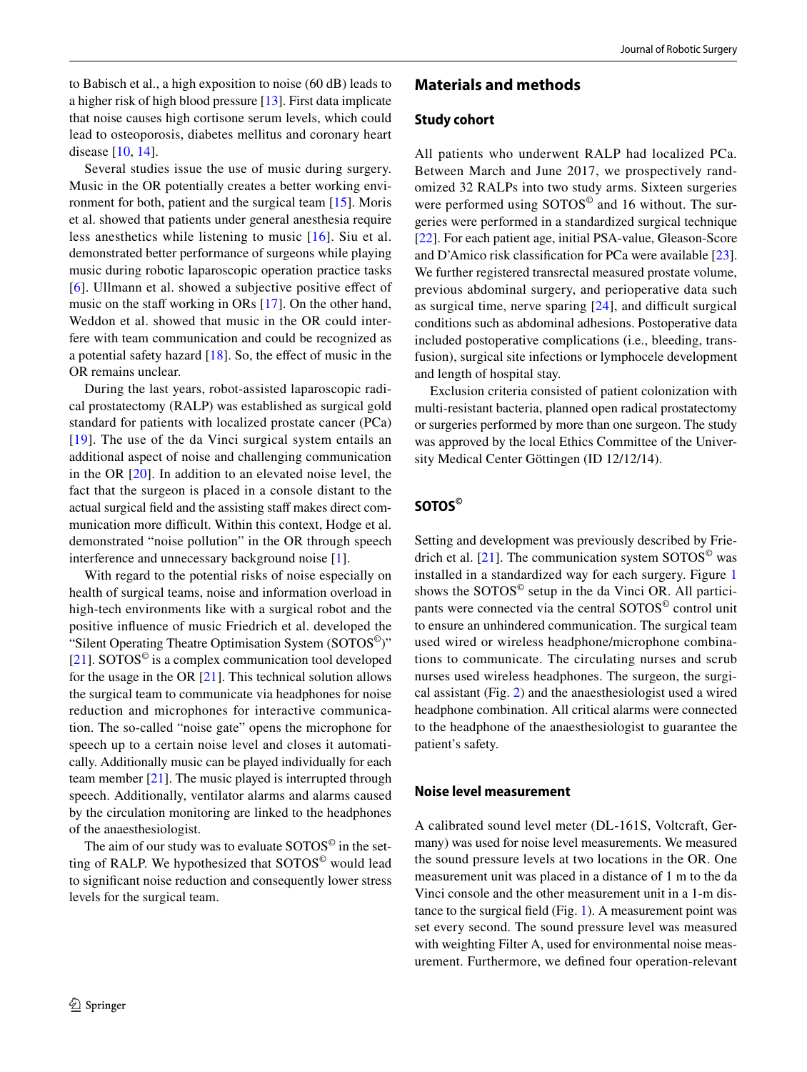to Babisch et al., a high exposition to noise (60 dB) leads to a higher risk of high blood pressure [13]. First data implicate that noise causes high cortisone serum levels, which could lead to osteoporosis, diabetes mellitus and coronary heart disease [10, 14].

Several studies issue the use of music during surgery. Music in the OR potentially creates a better working environment for both, patient and the surgical team [15]. Moris et al. showed that patients under general anesthesia require less anesthetics while listening to music [16]. Siu et al. demonstrated better performance of surgeons while playing music during robotic laparoscopic operation practice tasks [6]. Ullmann et al. showed a subjective positive effect of music on the staff working in ORs [17]. On the other hand, Weddon et al. showed that music in the OR could interfere with team communication and could be recognized as a potential safety hazard [18]. So, the effect of music in the OR remains unclear.

During the last years, robot-assisted laparoscopic radical prostatectomy (RALP) was established as surgical gold standard for patients with localized prostate cancer (PCa) [19]. The use of the da Vinci surgical system entails an additional aspect of noise and challenging communication in the OR [20]. In addition to an elevated noise level, the fact that the surgeon is placed in a console distant to the actual surgical field and the assisting staff makes direct communication more difficult. Within this context, Hodge et al. demonstrated "noise pollution" in the OR through speech interference and unnecessary background noise [1].

With regard to the potential risks of noise especially on health of surgical teams, noise and information overload in high-tech environments like with a surgical robot and the positive influence of music Friedrich et al. developed the "Silent Operating Theatre Optimisation System (SOTOS©)" [21]. SOTOS© is a complex communication tool developed for the usage in the OR [21]. This technical solution allows the surgical team to communicate via headphones for noise reduction and microphones for interactive communication. The so-called "noise gate" opens the microphone for speech up to a certain noise level and closes it automatically. Additionally music can be played individually for each team member [21]. The music played is interrupted through speech. Additionally, ventilator alarms and alarms caused by the circulation monitoring are linked to the headphones of the anaesthesiologist.

The aim of our study was to evaluate SOTOS© in the setting of RALP. We hypothesized that SOTOS© would lead to significant noise reduction and consequently lower stress levels for the surgical team.

## Materials and methods

### Study cohort

All patients who underwent RALP had localized PCa. Between March and June 2017, we prospectively randomized 32 RALPs into two study arms. Sixteen surgeries were performed using SOTOS© and 16 without. The surgeries were performed in a standardized surgical technique [22]. For each patient age, initial PSA-value, Gleason-Score and D'Amico risk classification for PCa were available [23]. We further registered transrectal measured prostate volume, previous abdominal surgery, and perioperative data such as surgical time, nerve sparing [24], and difficult surgical conditions such as abdominal adhesions. Postoperative data included postoperative complications (i.e., bleeding, transfusion), surgical site infections or lymphocele development and length of hospital stay.

Exclusion criteria consisted of patient colonization with multi-resistant bacteria, planned open radical prostatectomy or surgeries performed by more than one surgeon. The study was approved by the local Ethics Committee of the University Medical Center Göttingen (ID 12/12/14).

### SOTOS©

Setting and development was previously described by Friedrich et al. [21]. The communication system SOTOS© was installed in a standardized way for each surgery. Figure 1 shows the SOTOS© setup in the da Vinci OR. All participants were connected via the central SOTOS© control unit to ensure an unhindered communication. The surgical team used wired or wireless headphone/microphone combinations to communicate. The circulating nurses and scrub nurses used wireless headphones. The surgeon, the surgical assistant (Fig. 2) and the anaesthesiologist used a wired headphone combination. All critical alarms were connected to the headphone of the anaesthesiologist to guarantee the patient's safety.

### Noise level measurement

A calibrated sound level meter (DL-161S, Voltcraft, Germany) was used for noise level measurements. We measured the sound pressure levels at two locations in the OR. One measurement unit was placed in a distance of 1 m to the da Vinci console and the other measurement unit in a 1-m distance to the surgical field (Fig. 1). A measurement point was set every second. The sound pressure level was measured with weighting Filter A, used for environmental noise measurement. Furthermore, we defined four operation-relevant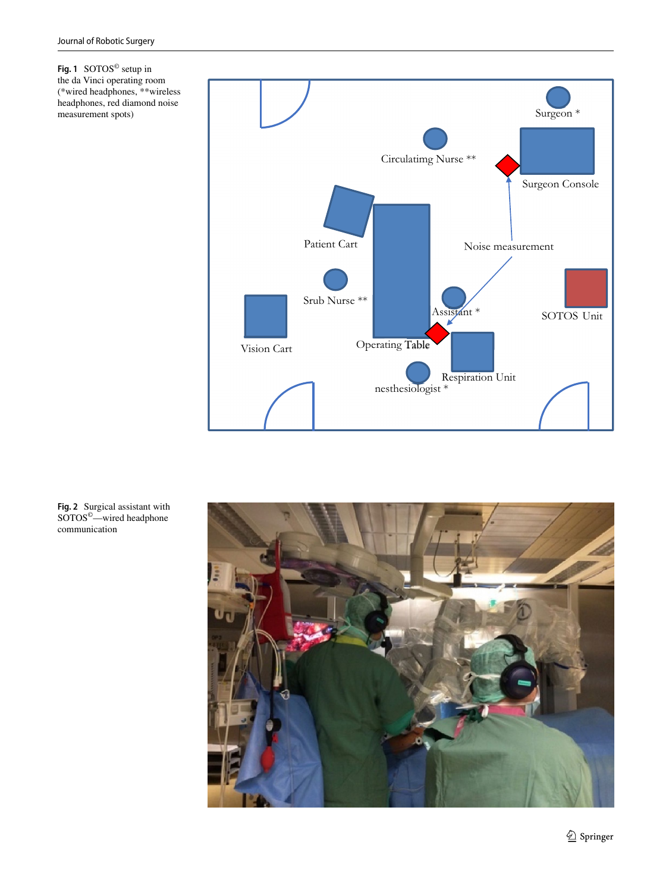**Fig. 1** SOTOS© setup in the da Vinci operating room (*wired headphones, **wireless headphones, red diamond noise measurement spots)

**Fig. 2** Surgical assistant with SOTOS©—wired headphone communication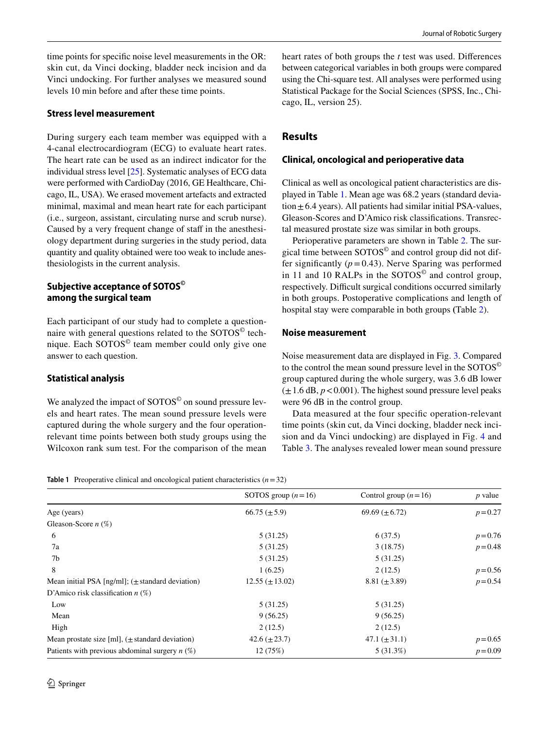time points for specific noise level measurements in the OR: skin cut, da Vinci docking, bladder neck incision and da Vinci undocking. For further analyses we measured sound levels 10 min before and after these time points.

### Stress level measurement

During surgery each team member was equipped with a 4-canal electrocardiogram (ECG) to evaluate heart rates. The heart rate can be used as an indirect indicator for the individual stress level [25]. Systematic analyses of ECG data were performed with CardioDay (2016, GE Healthcare, Chicago, IL, USA). We erased movement artefacts and extracted minimal, maximal and mean heart rate for each participant (i.e., surgeon, assistant, circulating nurse and scrub nurse). Caused by a very frequent change of staff in the anesthesiology department during surgeries in the study period, data quantity and quality obtained were too weak to include anesthesiologists in the current analysis.

### Subjective acceptance of SOTOS© among the surgical team

Each participant of our study had to complete a questionnaire with general questions related to the SOTOS© technique. Each SOTOS© team member could only give one answer to each question.

### Statistical analysis

We analyzed the impact of SOTOS© on sound pressure levels and heart rates. The mean sound pressure levels were captured during the whole surgery and the four operation-relevant time points between both study groups using the Wilcoxon rank sum test. For the comparison of the mean heart rates of both groups the *t* test was used. Differences between categorical variables in both groups were compared using the Chi-square test. All analyses were performed using Statistical Package for the Social Sciences (SPSS, Inc., Chicago, IL, version 25).

## Results

### Clinical, oncological and perioperative data

Clinical as well as oncological patient characteristics are displayed in Table 1. Mean age was 68.2 years (standard deviation ± 6.4 years). All patients had similar initial PSA-values, Gleason-Scores and D'Amico risk classifications. Transrectal measured prostate size was similar in both groups.

Perioperative parameters are shown in Table 2. The surgical time between SOTOS© and control group did not differ significantly ($p = 0.43$). Nerve Sparing was performed in 11 and 10 RALPs in the SOTOS© and control group, respectively. Difficult surgical conditions occurred similarly in both groups. Postoperative complications and length of hospital stay were comparable in both groups (Table 2).

### Noise measurement

Noise measurement data are displayed in Fig. 3. Compared to the control the mean sound pressure level in the SOTOS© group captured during the whole surgery, was 3.6 dB lower (± 1.6 dB, $p < 0.001$). The highest sound pressure level peaks were 96 dB in the control group.

Data measured at the four specific operation-relevant time points (skin cut, da Vinci docking, bladder neck incision and da Vinci undocking) are displayed in Fig. 4 and Table 3. The analyses revealed lower mean sound pressure

**Table 1** Preoperative clinical and oncological patient characteristics ($n = 32$)

| | SOTOS group ($n = 16$) | Control group ($n = 16$) | *p* value |
|---|---|---|---|
| Age (years) | 66.75 (± 5.9) | 69.69 (± 6.72) | $p = 0.27$ |
| Gleason-Score *n* (%) | | | |
| 6 | 5 (31.25) | 6 (37.5) | $p = 0.76$ |
| 7a | 5 (31.25) | 3 (18.75) | $p = 0.48$ |
| 7b | 5 (31.25) | 5 (31.25) | |
| 8 | 1 (6.25) | 2 (12.5) | $p = 0.56$ |
| Mean initial PSA [ng/ml]; (± standard deviation) | 12.55 (± 13.02) | 8.81 (± 3.89) | $p = 0.54$ |
| D'Amico risk classification *n* (%) | | | |
| Low | 5 (31.25) | 5 (31.25) | |
| Mean | 9 (56.25) | 9 (56.25) | |
| High | 2 (12.5) | 2 (12.5) | |
| Mean prostate size [ml], (± standard deviation) | 42.6 (± 23.7) | 47.1 (± 31.1) | $p = 0.65$ |
| Patients with previous abdominal surgery *n* (%) | 12 (75%) | 5 (31.3%) | $p = 0.09$ |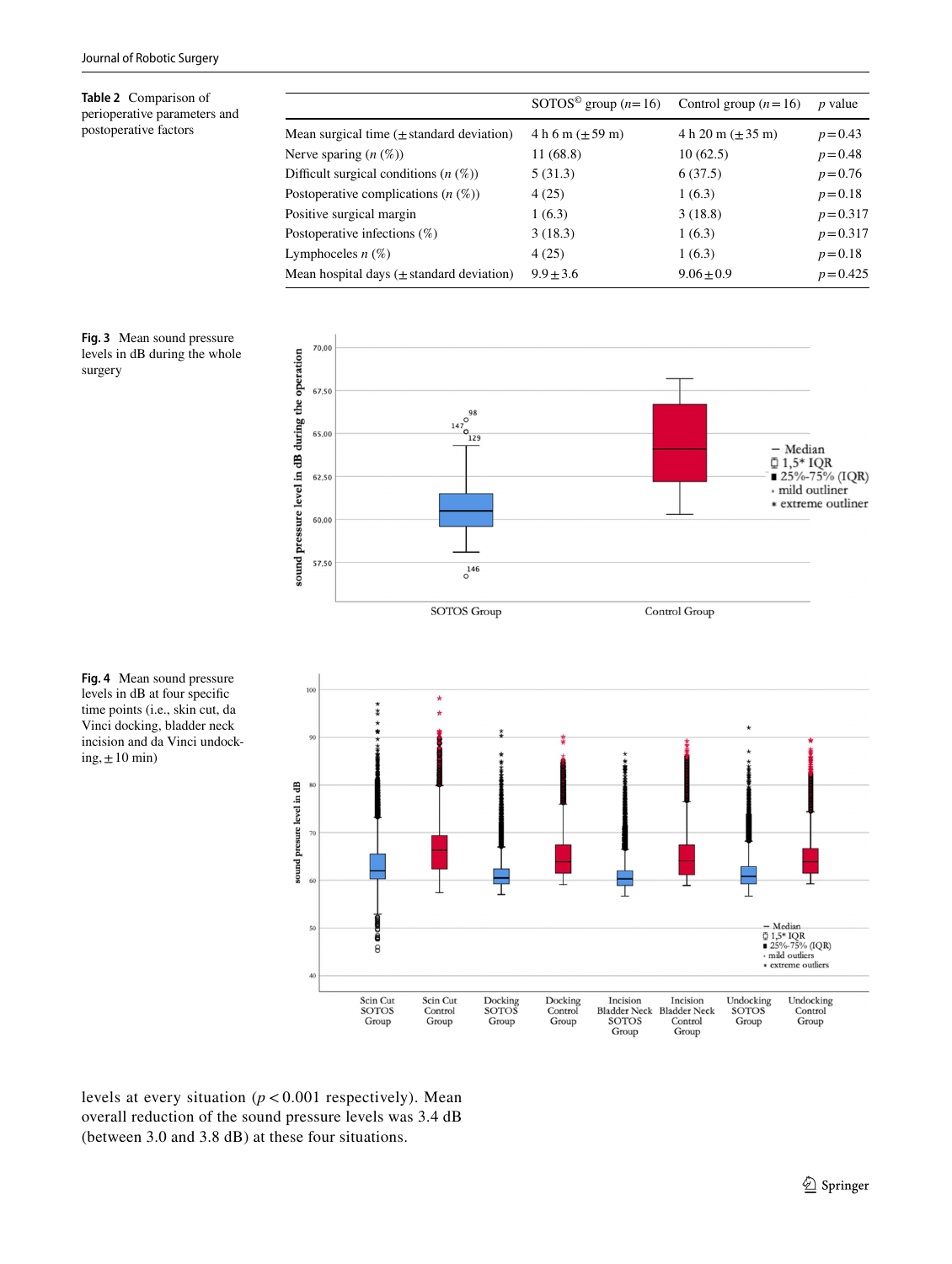**Table 2** Comparison of perioperative parameters and postoperative factors

| | SOTOS© group ($n=16$) | Control group ($n=16$) | $p$ value |
|---|---|---|---|
| Mean surgical time (± standard deviation) | 4 h 6 m (±59 m) | 4 h 20 m (±35 m) | $p=0.43$ |
| Nerve sparing ($n$ (%)) | 11 (68.8) | 10 (62.5) | $p=0.48$ |
| Difficult surgical conditions ($n$ (%)) | 5 (31.3) | 6 (37.5) | $p=0.76$ |
| Postoperative complications ($n$ (%)) | 4 (25) | 1 (6.3) | $p=0.18$ |
| Positive surgical margin | 1 (6.3) | 3 (18.8) | $p=0.317$ |
| Postoperative infections (%) | 3 (18.3) | 1 (6.3) | $p=0.317$ |
| Lymphoceles $n$ (%) | 4 (25) | 1 (6.3) | $p=0.18$ |
| Mean hospital days (± standard deviation) | 9.9 ± 3.6 | 9.06 ± 0.9 | $p=0.425$ |

**Fig. 3** Mean sound pressure levels in dB during the whole surgery

**Fig. 4** Mean sound pressure levels in dB at four specific time points (i.e., skin cut, da Vinci docking, bladder neck incision and da Vinci undocking, ± 10 min)

levels at every situation ($p < 0.001$ respectively). Mean overall reduction of the sound pressure levels was 3.4 dB (between 3.0 and 3.8 dB) at these four situations.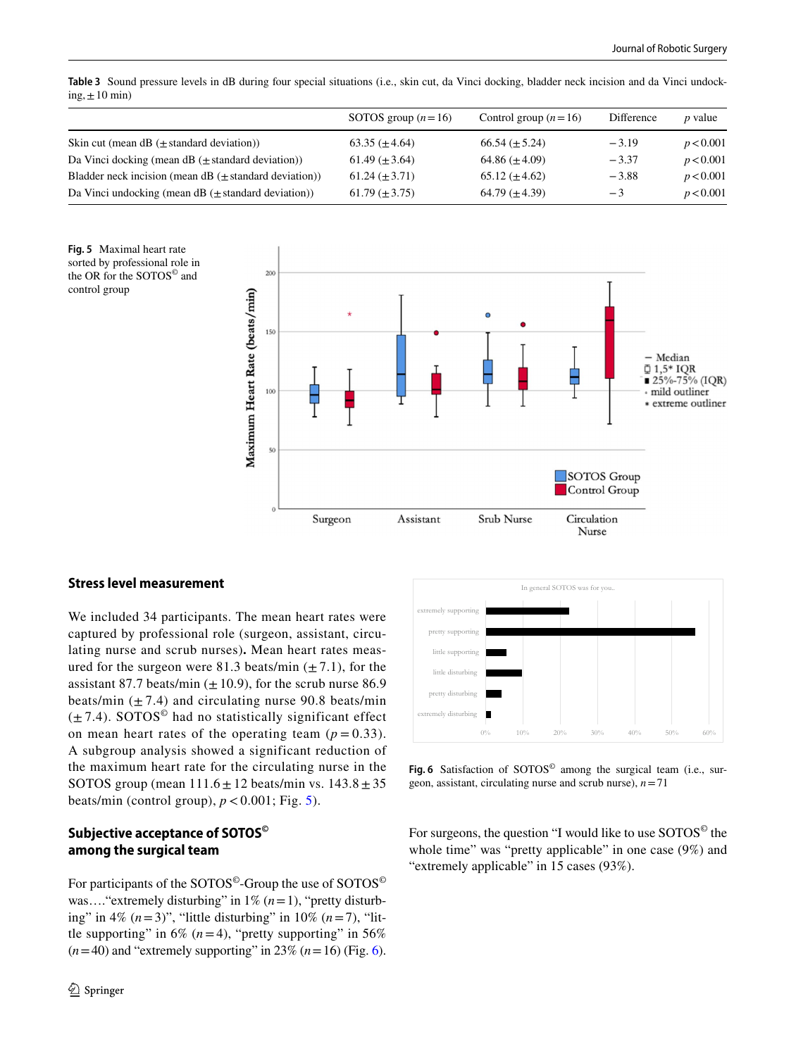**Table 3** Sound pressure levels in dB during four special situations (i.e., skin cut, da Vinci docking, bladder neck incision and da Vinci undocking, ± 10 min)

| | SOTOS group ($n = 16$) | Control group ($n = 16$) | Difference | $p$ value |
|---|---|---|---|---|
| Skin cut (mean dB (± standard deviation)) | 63.35 (± 4.64) | 66.54 (± 5.24) | − 3.19 | $p < 0.001$ |
| Da Vinci docking (mean dB (± standard deviation)) | 61.49 (± 3.64) | 64.86 (± 4.09) | − 3.37 | $p < 0.001$ |
| Bladder neck incision (mean dB (± standard deviation)) | 61.24 (± 3.71) | 65.12 (± 4.62) | − 3.88 | $p < 0.001$ |
| Da Vinci undocking (mean dB (± standard deviation)) | 61.79 (± 3.75) | 64.79 (± 4.39) | − 3 | $p < 0.001$ |

**Fig. 5** Maximal heart rate sorted by professional role in the OR for the SOTOS© and control group

## Stress level measurement

We included 34 participants. The mean heart rates were captured by professional role (surgeon, assistant, circulating nurse and scrub nurses). Mean heart rates measured for the surgeon were 81.3 beats/min (± 7.1), for the assistant 87.7 beats/min (± 10.9), for the scrub nurse 86.9 beats/min (± 7.4) and circulating nurse 90.8 beats/min (± 7.4). SOTOS© had no statistically significant effect on mean heart rates of the operating team ($p = 0.33$). A subgroup analysis showed a significant reduction of the maximum heart rate for the circulating nurse in the SOTOS group (mean 111.6 ± 12 beats/min vs. 143.8 ± 35 beats/min (control group), $p < 0.001$; Fig. 5).

## Subjective acceptance of SOTOS© among the surgical team

For participants of the SOTOS©-Group the use of SOTOS© was…."extremely disturbing" in 1% ($n = 1$), "pretty disturbing" in 4% ($n = 3$)", "little disturbing" in 10% ($n = 7$), "little supporting" in 6% ($n = 4$), "pretty supporting" in 56% ($n = 40$) and "extremely supporting" in 23% ($n = 16$) (Fig. 6).

**Fig. 6** Satisfaction of SOTOS© among the surgical team (i.e., surgeon, assistant, circulating nurse and scrub nurse), $n = 71$

For surgeons, the question "I would like to use SOTOS© the whole time" was "pretty applicable" in one case (9%) and "extremely applicable" in 15 cases (93%).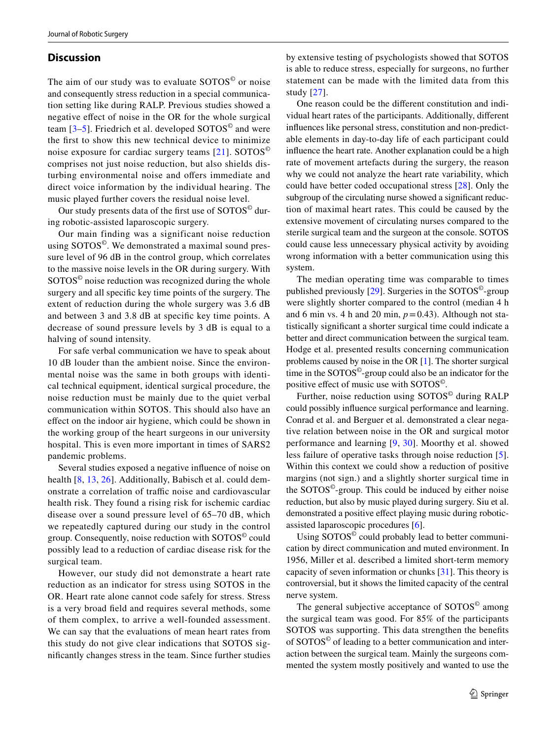## Discussion

The aim of our study was to evaluate SOTOS© or noise and consequently stress reduction in a special communication setting like during RALP. Previous studies showed a negative effect of noise in the OR for the whole surgical team [3–5]. Friedrich et al. developed SOTOS© and were the first to show this new technical device to minimize noise exposure for cardiac surgery teams [21]. SOTOS© comprises not just noise reduction, but also shields disturbing environmental noise and offers immediate and direct voice information by the individual hearing. The music played further covers the residual noise level.

Our study presents data of the first use of SOTOS© during robotic-assisted laparoscopic surgery.

Our main finding was a significant noise reduction using SOTOS©. We demonstrated a maximal sound pressure level of 96 dB in the control group, which correlates to the massive noise levels in the OR during surgery. With SOTOS© noise reduction was recognized during the whole surgery and all specific key time points of the surgery. The extent of reduction during the whole surgery was 3.6 dB and between 3 and 3.8 dB at specific key time points. A decrease of sound pressure levels by 3 dB is equal to a halving of sound intensity.

For safe verbal communication we have to speak about 10 dB louder than the ambient noise. Since the environmental noise was the same in both groups with identical technical equipment, identical surgical procedure, the noise reduction must be mainly due to the quiet verbal communication within SOTOS. This should also have an effect on the indoor air hygiene, which could be shown in the working group of the heart surgeons in our university hospital. This is even more important in times of SARS2 pandemic problems.

Several studies exposed a negative influence of noise on health [8, 13, 26]. Additionally, Babisch et al. could demonstrate a correlation of traffic noise and cardiovascular health risk. They found a rising risk for ischemic cardiac disease over a sound pressure level of 65–70 dB, which we repeatedly captured during our study in the control group. Consequently, noise reduction with SOTOS© could possibly lead to a reduction of cardiac disease risk for the surgical team.

However, our study did not demonstrate a heart rate reduction as an indicator for stress using SOTOS in the OR. Heart rate alone cannot code safely for stress. Stress is a very broad field and requires several methods, some of them complex, to arrive a well-founded assessment. We can say that the evaluations of mean heart rates from this study do not give clear indications that SOTOS significantly changes stress in the team. Since further studies by extensive testing of psychologists showed that SOTOS is able to reduce stress, especially for surgeons, no further statement can be made with the limited data from this study [27].

One reason could be the different constitution and individual heart rates of the participants. Additionally, different influences like personal stress, constitution and non-predictable elements in day-to-day life of each participant could influence the heart rate. Another explanation could be a high rate of movement artefacts during the surgery, the reason why we could not analyze the heart rate variability, which could have better coded occupational stress [28]. Only the subgroup of the circulating nurse showed a significant reduction of maximal heart rates. This could be caused by the extensive movement of circulating nurses compared to the sterile surgical team and the surgeon at the console. SOTOS could cause less unnecessary physical activity by avoiding wrong information with a better communication using this system.

The median operating time was comparable to times published previously [29]. Surgeries in the SOTOS©-group were slightly shorter compared to the control (median 4 h and 6 min vs. 4 h and 20 min, $p = 0.43$). Although not statistically significant a shorter surgical time could indicate a better and direct communication between the surgical team. Hodge et al. presented results concerning communication problems caused by noise in the OR [1]. The shorter surgical time in the SOTOS©-group could also be an indicator for the positive effect of music use with SOTOS©.

Further, noise reduction using SOTOS© during RALP could possibly influence surgical performance and learning. Conrad et al. and Berguer et al. demonstrated a clear negative relation between noise in the OR and surgical motor performance and learning [9, 30]. Moorthy et al. showed less failure of operative tasks through noise reduction [5]. Within this context we could show a reduction of positive margins (not sign.) and a slightly shorter surgical time in the SOTOS©-group. This could be induced by either noise reduction, but also by music played during surgery. Siu et al. demonstrated a positive effect playing music during robotic-assisted laparoscopic procedures [6].

Using SOTOS© could probably lead to better communication by direct communication and muted environment. In 1956, Miller et al. described a limited short-term memory capacity of seven information or chunks [31]. This theory is controversial, but it shows the limited capacity of the central nerve system.

The general subjective acceptance of SOTOS© among the surgical team was good. For 85% of the participants SOTOS was supporting. This data strengthen the benefits of SOTOS© of leading to a better communication and interaction between the surgical team. Mainly the surgeons commented the system mostly positively and wanted to use the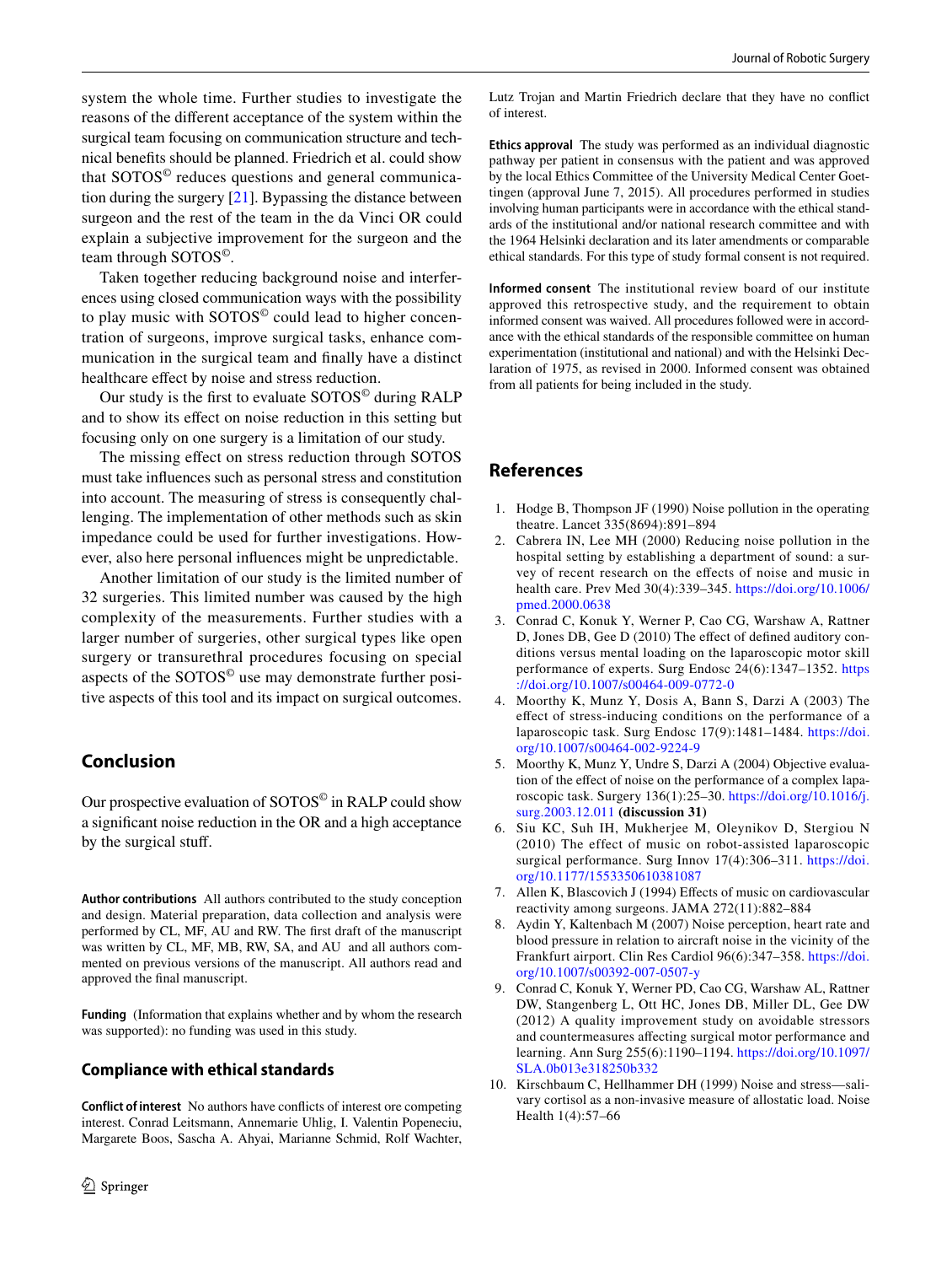system the whole time. Further studies to investigate the reasons of the different acceptance of the system within the surgical team focusing on communication structure and technical benefits should be planned. Friedrich et al. could show that SOTOS© reduces questions and general communication during the surgery [21]. Bypassing the distance between surgeon and the rest of the team in the da Vinci OR could explain a subjective improvement for the surgeon and the team through SOTOS©.

Taken together reducing background noise and interferences using closed communication ways with the possibility to play music with SOTOS© could lead to higher concentration of surgeons, improve surgical tasks, enhance communication in the surgical team and finally have a distinct healthcare effect by noise and stress reduction.

Our study is the first to evaluate SOTOS© during RALP and to show its effect on noise reduction in this setting but focusing only on one surgery is a limitation of our study.

The missing effect on stress reduction through SOTOS must take influences such as personal stress and constitution into account. The measuring of stress is consequently challenging. The implementation of other methods such as skin impedance could be used for further investigations. However, also here personal influences might be unpredictable.

Another limitation of our study is the limited number of 32 surgeries. This limited number was caused by the high complexity of the measurements. Further studies with a larger number of surgeries, other surgical types like open surgery or transurethral procedures focusing on special aspects of the SOTOS© use may demonstrate further positive aspects of this tool and its impact on surgical outcomes.

## Conclusion

Our prospective evaluation of SOTOS© in RALP could show a significant noise reduction in the OR and a high acceptance by the surgical stuff.

**Author contributions** All authors contributed to the study conception and design. Material preparation, data collection and analysis were performed by CL, MF, AU and RW. The first draft of the manuscript was written by CL, MF, MB, RW, SA, and AU and all authors commented on previous versions of the manuscript. All authors read and approved the final manuscript.

**Funding** (Information that explains whether and by whom the research was supported): no funding was used in this study.

### Compliance with ethical standards

**Conflict of interest** No authors have conflicts of interest ore competing interest. Conrad Leitsmann, Annemarie Uhlig, I. Valentin Popeneciu, Margarete Boos, Sascha A. Ahyai, Marianne Schmid, Rolf Wachter, Lutz Trojan and Martin Friedrich declare that they have no conflict of interest.

**Ethics approval** The study was performed as an individual diagnostic pathway per patient in consensus with the patient and was approved by the local Ethics Committee of the University Medical Center Goettingen (approval June 7, 2015). All procedures performed in studies involving human participants were in accordance with the ethical standards of the institutional and/or national research committee and with the 1964 Helsinki declaration and its later amendments or comparable ethical standards. For this type of study formal consent is not required.

**Informed consent** The institutional review board of our institute approved this retrospective study, and the requirement to obtain informed consent was waived. All procedures followed were in accordance with the ethical standards of the responsible committee on human experimentation (institutional and national) and with the Helsinki Declaration of 1975, as revised in 2000. Informed consent was obtained from all patients for being included in the study.

## References

1. Hodge B, Thompson JF (1990) Noise pollution in the operating theatre. Lancet 335(8694):891–894
2. Cabrera IN, Lee MH (2000) Reducing noise pollution in the hospital setting by establishing a department of sound: a survey of recent research on the effects of noise and music in health care. Prev Med 30(4):339–345. https://doi.org/10.1006/pmed.2000.0638
3. Conrad C, Konuk Y, Werner P, Cao CG, Warshaw A, Rattner D, Jones DB, Gee D (2010) The effect of defined auditory conditions versus mental loading on the laparoscopic motor skill performance of experts. Surg Endosc 24(6):1347–1352. https://doi.org/10.1007/s00464-009-0772-0
4. Moorthy K, Munz Y, Dosis A, Bann S, Darzi A (2003) The effect of stress-inducing conditions on the performance of a laparoscopic task. Surg Endosc 17(9):1481–1484. https://doi.org/10.1007/s00464-002-9224-9
5. Moorthy K, Munz Y, Undre S, Darzi A (2004) Objective evaluation of the effect of noise on the performance of a complex laparoscopic task. Surgery 136(1):25–30. https://doi.org/10.1016/j.surg.2003.12.011 **(discussion 31)**
6. Siu KC, Suh IH, Mukherjee M, Oleynikov D, Stergiou N (2010) The effect of music on robot-assisted laparoscopic surgical performance. Surg Innov 17(4):306–311. https://doi.org/10.1177/1553350610381087
7. Allen K, Blascovich J (1994) Effects of music on cardiovascular reactivity among surgeons. JAMA 272(11):882–884
8. Aydin Y, Kaltenbach M (2007) Noise perception, heart rate and blood pressure in relation to aircraft noise in the vicinity of the Frankfurt airport. Clin Res Cardiol 96(6):347–358. https://doi.org/10.1007/s00392-007-0507-y
9. Conrad C, Konuk Y, Werner PD, Cao CG, Warshaw AL, Rattner DW, Stangenberg L, Ott HC, Jones DB, Miller DL, Gee DW (2012) A quality improvement study on avoidable stressors and countermeasures affecting surgical motor performance and learning. Ann Surg 255(6):1190–1194. https://doi.org/10.1097/SLA.0b013e318250b332
10. Kirschbaum C, Hellhammer DH (1999) Noise and stress—salivary cortisol as a non-invasive measure of allostatic load. Noise Health 1(4):57–66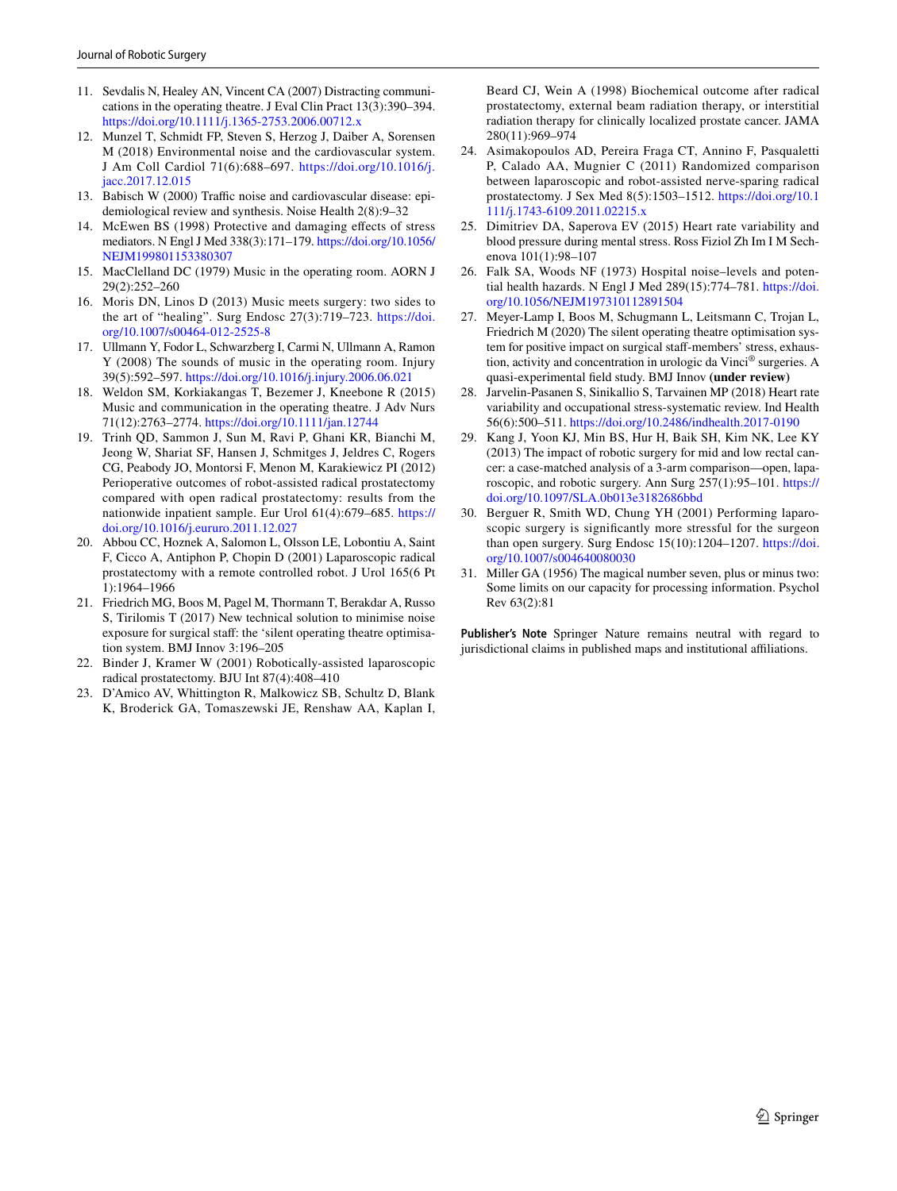11. Sevdalis N, Healey AN, Vincent CA (2007) Distracting communications in the operating theatre. J Eval Clin Pract 13(3):390–394. https://doi.org/10.1111/j.1365-2753.2006.00712.x
12. Munzel T, Schmidt FP, Steven S, Herzog J, Daiber A, Sorensen M (2018) Environmental noise and the cardiovascular system. J Am Coll Cardiol 71(6):688–697. https://doi.org/10.1016/j.jacc.2017.12.015
13. Babisch W (2000) Traffic noise and cardiovascular disease: epidemiological review and synthesis. Noise Health 2(8):9–32
14. McEwen BS (1998) Protective and damaging effects of stress mediators. N Engl J Med 338(3):171–179. https://doi.org/10.1056/NEJM199801153380307
15. MacClelland DC (1979) Music in the operating room. AORN J 29(2):252–260
16. Moris DN, Linos D (2013) Music meets surgery: two sides to the art of "healing". Surg Endosc 27(3):719–723. https://doi.org/10.1007/s00464-012-2525-8
17. Ullmann Y, Fodor L, Schwarzberg I, Carmi N, Ullmann A, Ramon Y (2008) The sounds of music in the operating room. Injury 39(5):592–597. https://doi.org/10.1016/j.injury.2006.06.021
18. Weldon SM, Korkiakangas T, Bezemer J, Kneebone R (2015) Music and communication in the operating theatre. J Adv Nurs 71(12):2763–2774. https://doi.org/10.1111/jan.12744
19. Trinh QD, Sammon J, Sun M, Ravi P, Ghani KR, Bianchi M, Jeong W, Shariat SF, Hansen J, Schmitges J, Jeldres C, Rogers CG, Peabody JO, Montorsi F, Menon M, Karakiewicz PI (2012) Perioperative outcomes of robot-assisted radical prostatectomy compared with open radical prostatectomy: results from the nationwide inpatient sample. Eur Urol 61(4):679–685. https://doi.org/10.1016/j.eururo.2011.12.027
20. Abbou CC, Hoznek A, Salomon L, Olsson LE, Lobontiu A, Saint F, Cicco A, Antiphon P, Chopin D (2001) Laparoscopic radical prostatectomy with a remote controlled robot. J Urol 165(6 Pt 1):1964–1966
21. Friedrich MG, Boos M, Pagel M, Thormann T, Berakdar A, Russo S, Tirilomis T (2017) New technical solution to minimise noise exposure for surgical staff: the 'silent operating theatre optimisation system. BMJ Innov 3:196–205
22. Binder J, Kramer W (2001) Robotically-assisted laparoscopic radical prostatectomy. BJU Int 87(4):408–410
23. D'Amico AV, Whittington R, Malkowicz SB, Schultz D, Blank K, Broderick GA, Tomaszewski JE, Renshaw AA, Kaplan I, Beard CJ, Wein A (1998) Biochemical outcome after radical prostatectomy, external beam radiation therapy, or interstitial radiation therapy for clinically localized prostate cancer. JAMA 280(11):969–974
24. Asimakopoulos AD, Pereira Fraga CT, Annino F, Pasqualetti P, Calado AA, Mugnier C (2011) Randomized comparison between laparoscopic and robot-assisted nerve-sparing radical prostatectomy. J Sex Med 8(5):1503–1512. https://doi.org/10.1111/j.1743-6109.2011.02215.x
25. Dimitriev DA, Saperova EV (2015) Heart rate variability and blood pressure during mental stress. Ross Fiziol Zh Im I M Sechenova 101(1):98–107
26. Falk SA, Woods NF (1973) Hospital noise–levels and potential health hazards. N Engl J Med 289(15):774–781. https://doi.org/10.1056/NEJM197310112891504
27. Meyer-Lamp I, Boos M, Schugmann L, Leitsmann C, Trojan L, Friedrich M (2020) The silent operating theatre optimisation system for positive impact on surgical staff-members' stress, exhaustion, activity and concentration in urologic da Vinci® surgeries. A quasi-experimental field study. BMJ Innov **(under review)**
28. Jarvelin-Pasanen S, Sinikallio S, Tarvainen MP (2018) Heart rate variability and occupational stress-systematic review. Ind Health 56(6):500–511. https://doi.org/10.2486/indhealth.2017-0190
29. Kang J, Yoon KJ, Min BS, Hur H, Baik SH, Kim NK, Lee KY (2013) The impact of robotic surgery for mid and low rectal cancer: a case-matched analysis of a 3-arm comparison—open, laparoscopic, and robotic surgery. Ann Surg 257(1):95–101. https://doi.org/10.1097/SLA.0b013e3182686bbd
30. Berguer R, Smith WD, Chung YH (2001) Performing laparoscopic surgery is significantly more stressful for the surgeon than open surgery. Surg Endosc 15(10):1204–1207. https://doi.org/10.1007/s004640080030
31. Miller GA (1956) The magical number seven, plus or minus two: Some limits on our capacity for processing information. Psychol Rev 63(2):81

**Publisher's Note** Springer Nature remains neutral with regard to jurisdictional claims in published maps and institutional affiliations.